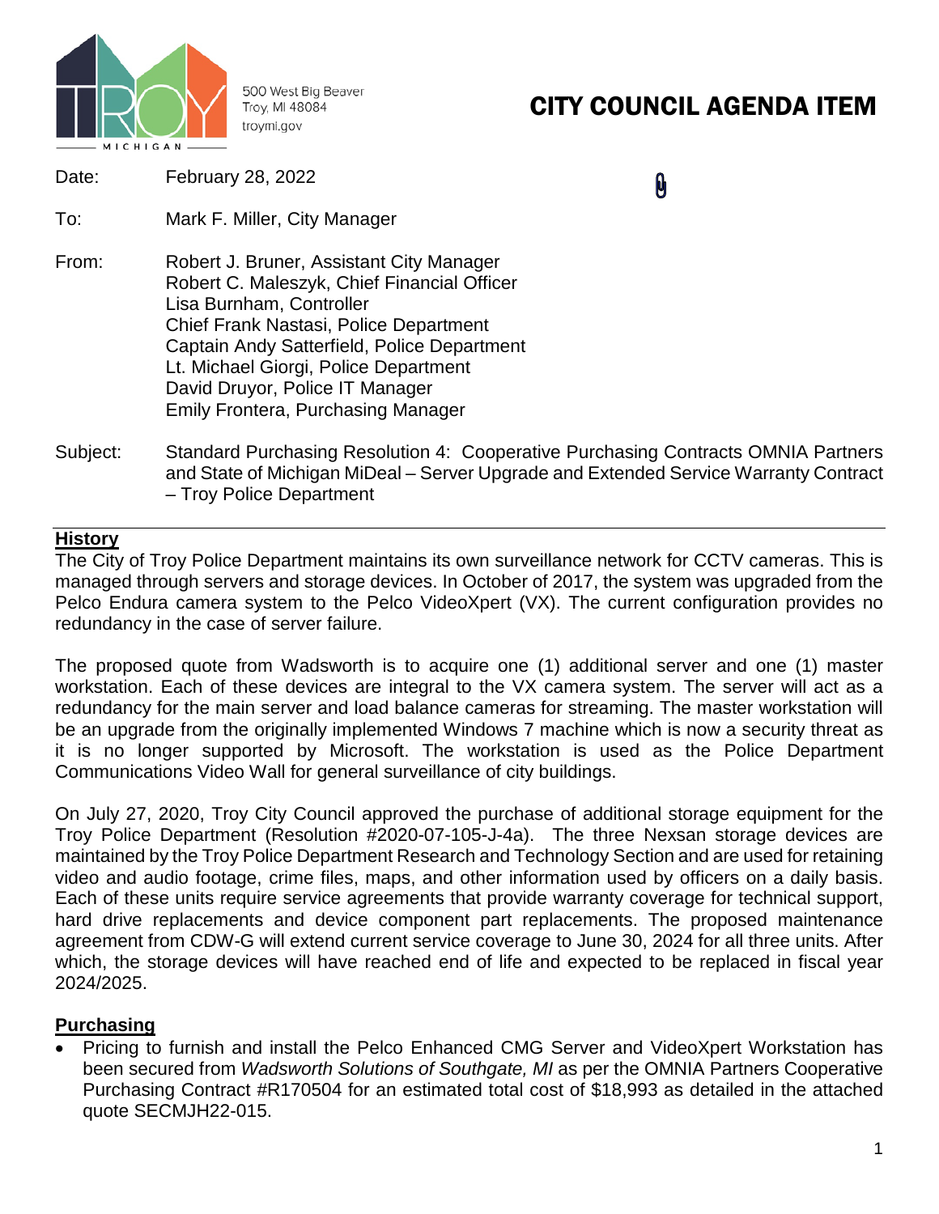500 West Big Beaver
Troy, MI 48084
troymi.gov

# CITY COUNCIL AGENDA ITEM

Date: February 28, 2022

To: Mark F. Miller, City Manager

From: Robert J. Bruner, Assistant City Manager
Robert C. Maleszyk, Chief Financial Officer
Lisa Burnham, Controller
Chief Frank Nastasi, Police Department
Captain Andy Satterfield, Police Department
Lt. Michael Giorgi, Police Department
David Druyor, Police IT Manager
Emily Frontera, Purchasing Manager

Subject: Standard Purchasing Resolution 4: Cooperative Purchasing Contracts OMNIA Partners and State of Michigan MiDeal – Server Upgrade and Extended Service Warranty Contract – Troy Police Department

## History

The City of Troy Police Department maintains its own surveillance network for CCTV cameras. This is managed through servers and storage devices. In October of 2017, the system was upgraded from the Pelco Endura camera system to the Pelco VideoXpert (VX). The current configuration provides no redundancy in the case of server failure.

The proposed quote from Wadsworth is to acquire one (1) additional server and one (1) master workstation. Each of these devices are integral to the VX camera system. The server will act as a redundancy for the main server and load balance cameras for streaming. The master workstation will be an upgrade from the originally implemented Windows 7 machine which is now a security threat as it is no longer supported by Microsoft. The workstation is used as the Police Department Communications Video Wall for general surveillance of city buildings.

On July 27, 2020, Troy City Council approved the purchase of additional storage equipment for the Troy Police Department (Resolution #2020-07-105-J-4a). The three Nexsan storage devices are maintained by the Troy Police Department Research and Technology Section and are used for retaining video and audio footage, crime files, maps, and other information used by officers on a daily basis. Each of these units require service agreements that provide warranty coverage for technical support, hard drive replacements and device component part replacements. The proposed maintenance agreement from CDW-G will extend current service coverage to June 30, 2024 for all three units. After which, the storage devices will have reached end of life and expected to be replaced in fiscal year 2024/2025.

## Purchasing

- Pricing to furnish and install the Pelco Enhanced CMG Server and VideoXpert Workstation has been secured from *Wadsworth Solutions of Southgate, MI* as per the OMNIA Partners Cooperative Purchasing Contract #R170504 for an estimated total cost of $18,993 as detailed in the attached quote SECMJH22-015.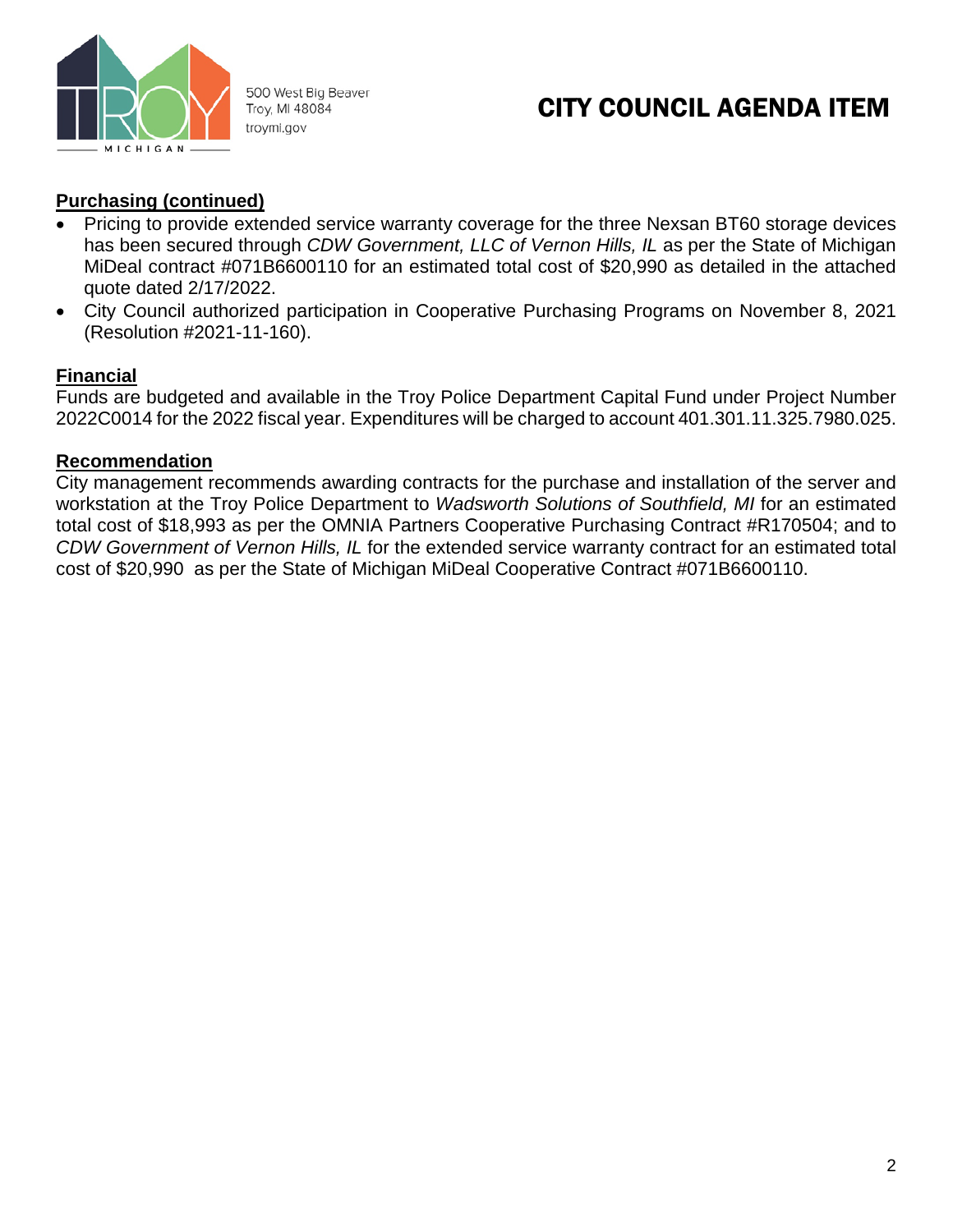# CITY COUNCIL AGENDA ITEM

**Purchasing (continued)**

- Pricing to provide extended service warranty coverage for the three Nexsan BT60 storage devices has been secured through *CDW Government, LLC of Vernon Hills, IL* as per the State of Michigan MiDeal contract #071B6600110 for an estimated total cost of $20,990 as detailed in the attached quote dated 2/17/2022.
- City Council authorized participation in Cooperative Purchasing Programs on November 8, 2021 (Resolution #2021-11-160).

**Financial**

Funds are budgeted and available in the Troy Police Department Capital Fund under Project Number 2022C0014 for the 2022 fiscal year. Expenditures will be charged to account 401.301.11.325.7980.025.

**Recommendation**

City management recommends awarding contracts for the purchase and installation of the server and workstation at the Troy Police Department to *Wadsworth Solutions of Southfield, MI* for an estimated total cost of $18,993 as per the OMNIA Partners Cooperative Purchasing Contract #R170504; and to *CDW Government of Vernon Hills, IL* for the extended service warranty contract for an estimated total cost of $20,990 as per the State of Michigan MiDeal Cooperative Contract #071B6600110.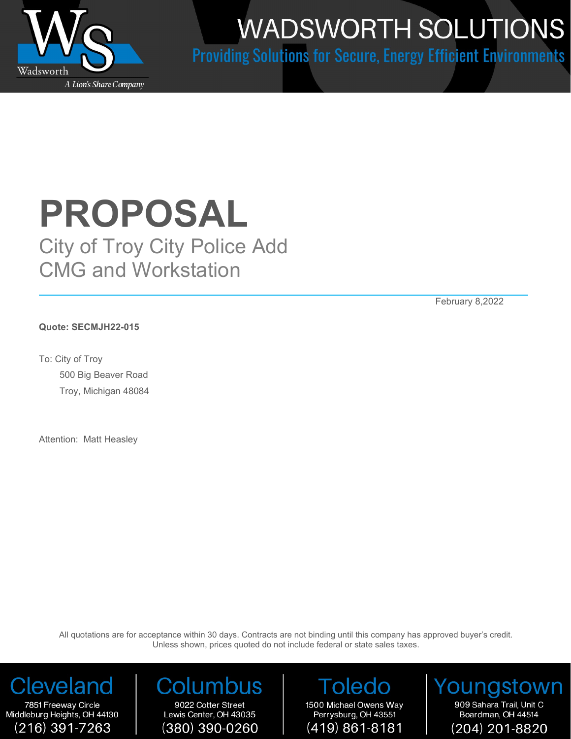# WADSWORTH SOLUTIONS

Providing Solutions for Secure, Energy Efficient Environments

# PROPOSAL

## City of Troy City Police Add CMG and Workstation

February 8,2022

**Quote: SECMJH22-015**

To: City of Troy
500 Big Beaver Road
Troy, Michigan 48084

Attention: Matt Heasley

All quotations are for acceptance within 30 days. Contracts are not binding until this company has approved buyer's credit. Unless shown, prices quoted do not include federal or state sales taxes.

| Cleveland | Columbus | Toledo | Youngstown |
|---|---|---|---|
| 7851 Freeway Circle<br>Middleburg Heights, OH 44130<br>(216) 391-7263 | 9022 Cotter Street<br>Lewis Center, OH 43035<br>(380) 390-0260 | 1500 Michael Owens Way<br>Perrysburg, OH 43551<br>(419) 861-8181 | 909 Sahara Trail, Unit C<br>Boardman, OH 44514<br>(204) 201-8820 |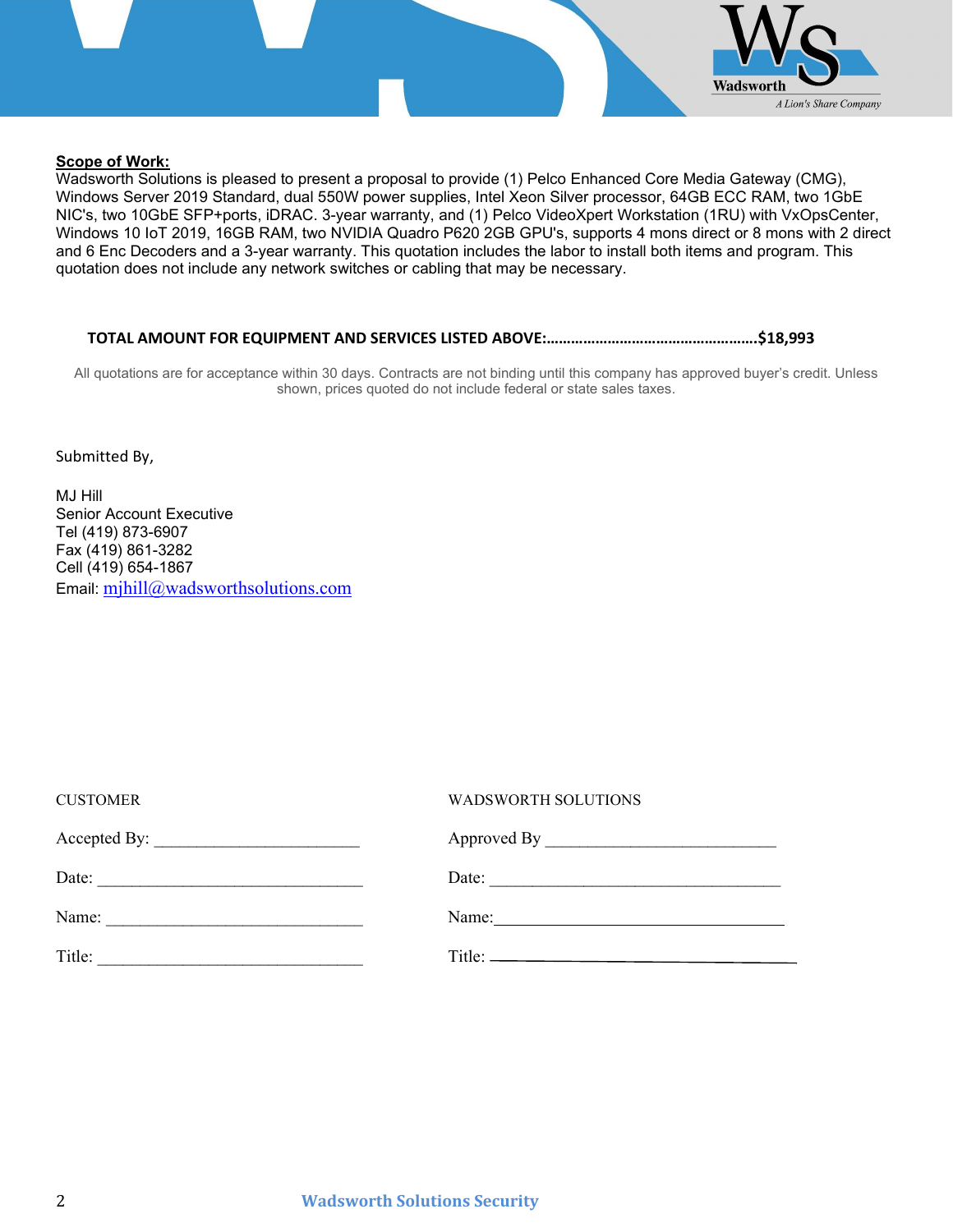**Scope of Work:**

Wadsworth Solutions is pleased to present a proposal to provide (1) Pelco Enhanced Core Media Gateway (CMG), Windows Server 2019 Standard, dual 550W power supplies, Intel Xeon Silver processor, 64GB ECC RAM, two 1GbE NIC's, two 10GbE SFP+ports, iDRAC. 3-year warranty, and (1) Pelco VideoXpert Workstation (1RU) with VxOpsCenter, Windows 10 IoT 2019, 16GB RAM, two NVIDIA Quadro P620 2GB GPU's, supports 4 mons direct or 8 mons with 2 direct and 6 Enc Decoders and a 3-year warranty. This quotation includes the labor to install both items and program. This quotation does not include any network switches or cabling that may be necessary.

**TOTAL AMOUNT FOR EQUIPMENT AND SERVICES LISTED ABOVE:……………………………………………..$18,993**

All quotations are for acceptance within 30 days. Contracts are not binding until this company has approved buyer's credit. Unless shown, prices quoted do not include federal or state sales taxes.

Submitted By,

MJ Hill
Senior Account Executive
Tel (419) 873-6907
Fax (419) 861-3282
Cell (419) 654-1867
Email: mjhill@wadsworthsolutions.com

| CUSTOMER | WADSWORTH SOLUTIONS |
|---|---|
| Accepted By: ________________________ | Approved By ___________________________ |
| Date: _______________________________ | Date: __________________________________ |
| Name: ______________________________ | Name: __________________________________ |
| Title: _______________________________ | Title: __________________________________ |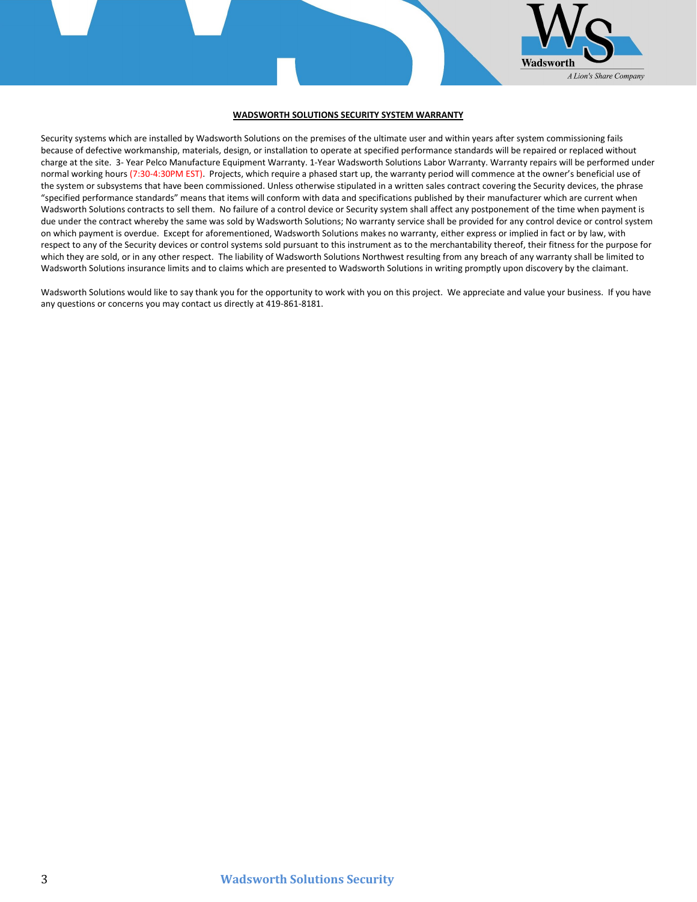**WADSWORTH SOLUTIONS SECURITY SYSTEM WARRANTY**

Security systems which are installed by Wadsworth Solutions on the premises of the ultimate user and within years after system commissioning fails because of defective workmanship, materials, design, or installation to operate at specified performance standards will be repaired or replaced without charge at the site. 3- Year Pelco Manufacture Equipment Warranty. 1-Year Wadsworth Solutions Labor Warranty. Warranty repairs will be performed under normal working hours (7:30-4:30PM EST). Projects, which require a phased start up, the warranty period will commence at the owner's beneficial use of the system or subsystems that have been commissioned. Unless otherwise stipulated in a written sales contract covering the Security devices, the phrase "specified performance standards" means that items will conform with data and specifications published by their manufacturer which are current when Wadsworth Solutions contracts to sell them. No failure of a control device or Security system shall affect any postponement of the time when payment is due under the contract whereby the same was sold by Wadsworth Solutions; No warranty service shall be provided for any control device or control system on which payment is overdue. Except for aforementioned, Wadsworth Solutions makes no warranty, either express or implied in fact or by law, with respect to any of the Security devices or control systems sold pursuant to this instrument as to the merchantability thereof, their fitness for the purpose for which they are sold, or in any other respect. The liability of Wadsworth Solutions Northwest resulting from any breach of any warranty shall be limited to Wadsworth Solutions insurance limits and to claims which are presented to Wadsworth Solutions in writing promptly upon discovery by the claimant.

Wadsworth Solutions would like to say thank you for the opportunity to work with you on this project. We appreciate and value your business. If you have any questions or concerns you may contact us directly at 419-861-8181.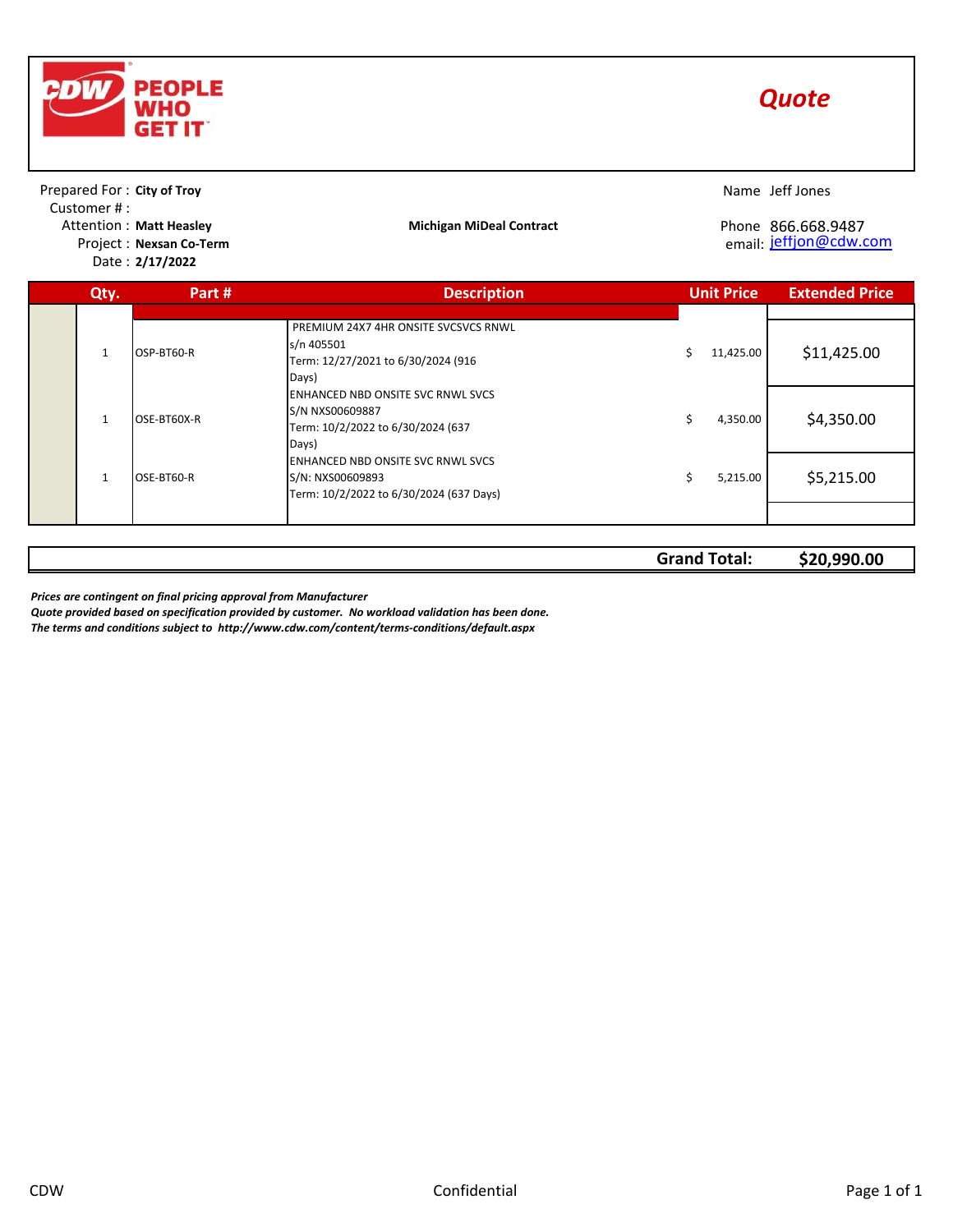CDW PEOPLE WHO GET IT

# Quote

Prepared For : **City of Troy**
Customer # :
Attention : **Matt Heasley**
Project : **Nexsan Co-Term**
Date : **2/17/2022**

**Michigan MiDeal Contract**

Name Jeff Jones
Phone 866.668.9487
email: jeffjon@cdw.com

| Qty. | Part # | Description | Unit Price | Extended Price |
|---|---|---|---|---|
| 1 | OSP-BT60-R | PREMIUM 24X7 4HR ONSITE SVCSVCS RNWL s/n 405501 Term: 12/27/2021 to 6/30/2024 (916 Days) | $ 11,425.00 | $11,425.00 |
| 1 | OSE-BT60X-R | ENHANCED NBD ONSITE SVC RNWL SVCS S/N NXS00609887 Term: 10/2/2022 to 6/30/2024 (637 Days) | $ 4,350.00 | $4,350.00 |
| 1 | OSE-BT60-R | ENHANCED NBD ONSITE SVC RNWL SVCS S/N: NXS00609893 Term: 10/2/2022 to 6/30/2024 (637 Days) | $ 5,215.00 | $5,215.00 |

**Grand Total: $20,990.00**

***Prices are contingent on final pricing approval from Manufacturer***
***Quote provided based on specification provided by customer. No workload validation has been done.***
***The terms and conditions subject to http://www.cdw.com/content/terms-conditions/default.aspx***

CDW Confidential